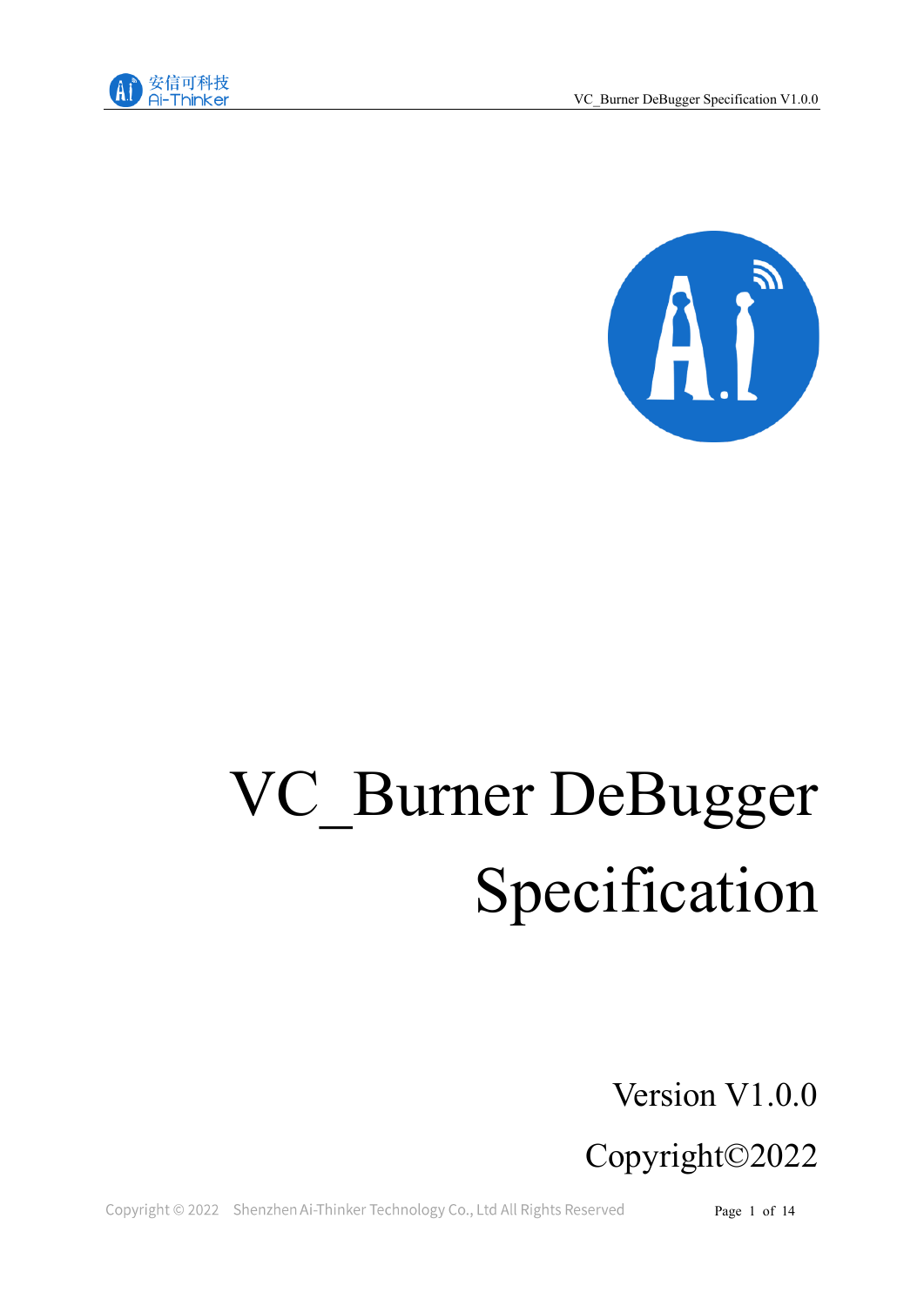# VC_Burner DeBugger Specification

Version V1.0.0

Copyright©2022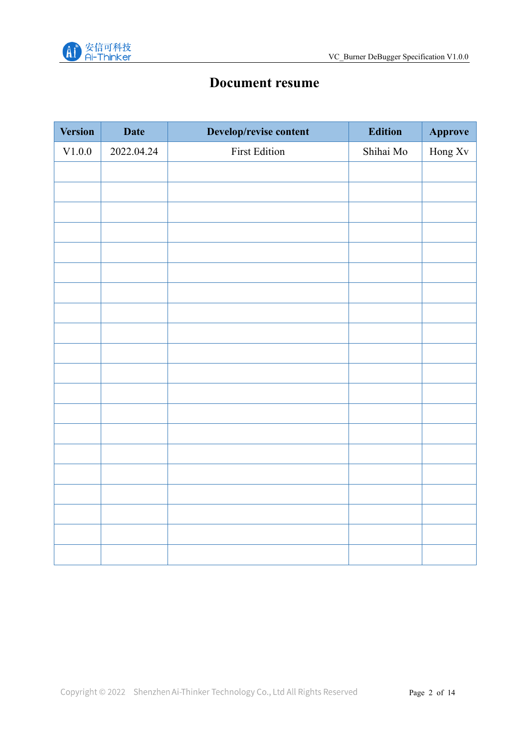# Document resume

| Version | Date | Develop/revise content | Edition | Approve |
|---|---|---|---|---|
| V1.0.0 | 2022.04.24 | First Edition | Shihai Mo | Hong Xv |
| | | | | |
| | | | | |
| | | | | |
| | | | | |
| | | | | |
| | | | | |
| | | | | |
| | | | | |
| | | | | |
| | | | | |
| | | | | |
| | | | | |
| | | | | |
| | | | | |
| | | | | |
| | | | | |
| | | | | |
| | | | | |
| | | | | |
| | | | | |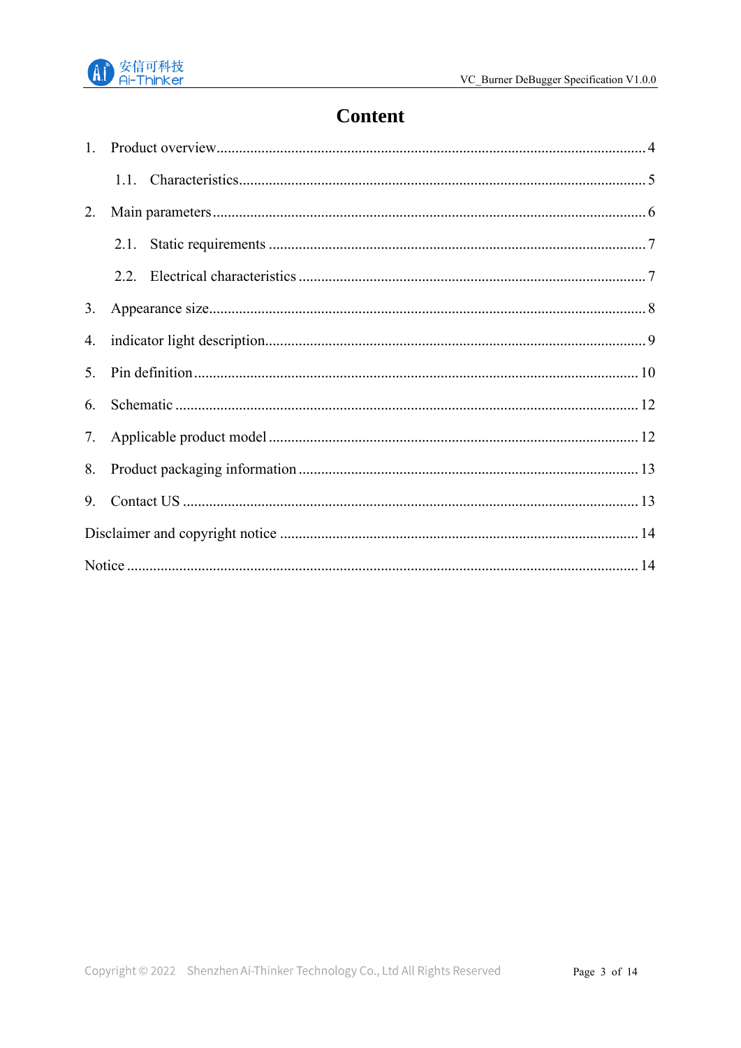# Content

1. Product overview.......................................................................................................... 4
    1.1. Characteristics.......................................................................................................... 5
2. Main parameters.......................................................................................................... 6
    2.1. Static requirements .................................................................................................. 7
    2.2. Electrical characteristics ........................................................................................... 7
3. Appearance size.......................................................................................................... 8
4. indicator light description.............................................................................................. 9
5. Pin definition ............................................................................................................. 10
6. Schematic ................................................................................................................. 12
7. Applicable product model ........................................................................................... 12
8. Product packaging information .................................................................................... 13
9. Contact US ................................................................................................................ 13

Disclaimer and copyright notice ...................................................................................... 14

Notice ......................................................................................................................... 14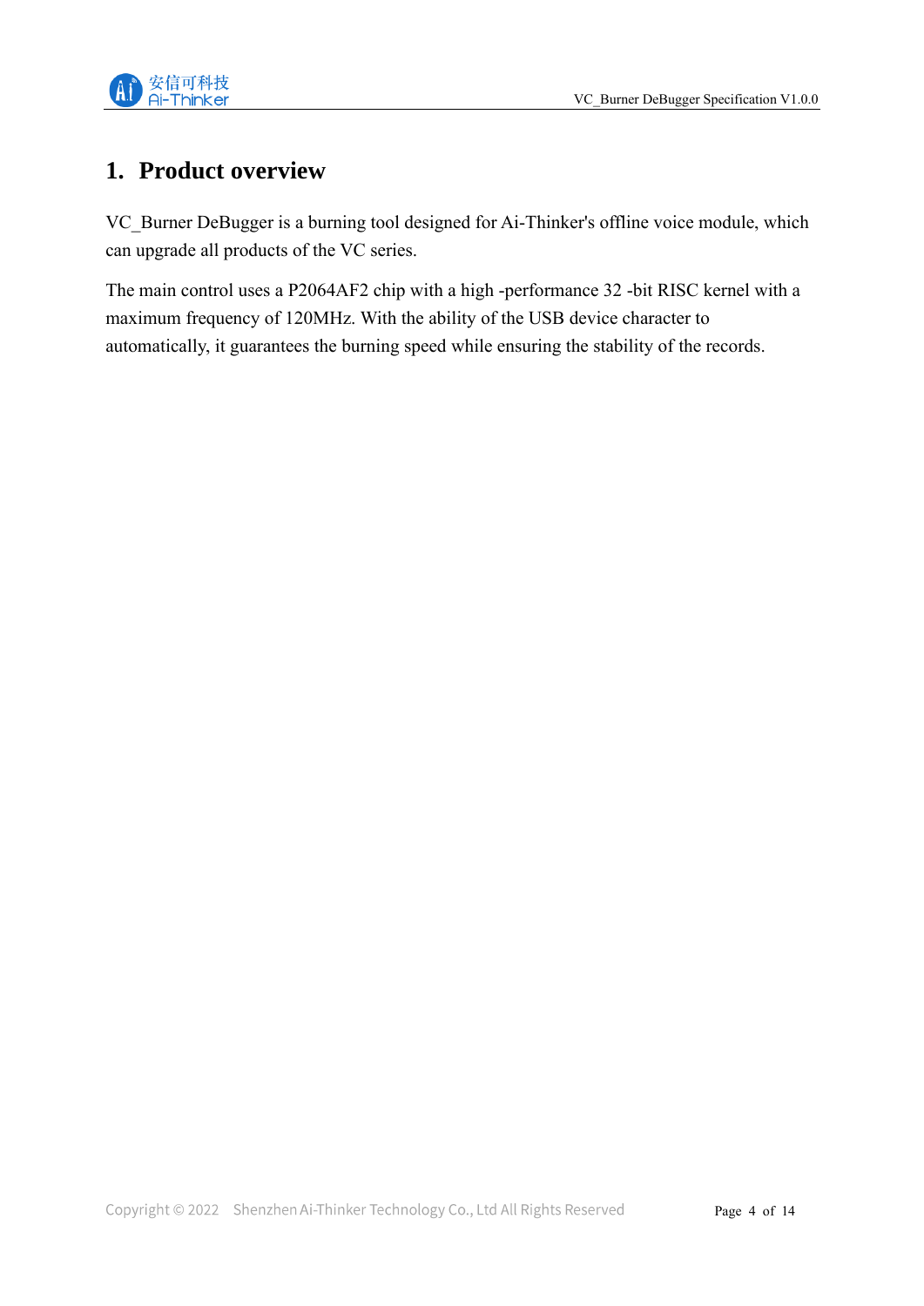# 1. Product overview

VC_Burner DeBugger is a burning tool designed for Ai-Thinker's offline voice module, which can upgrade all products of the VC series.

The main control uses a P2064AF2 chip with a high -performance 32 -bit RISC kernel with a maximum frequency of 120MHz. With the ability of the USB device character to automatically, it guarantees the burning speed while ensuring the stability of the records.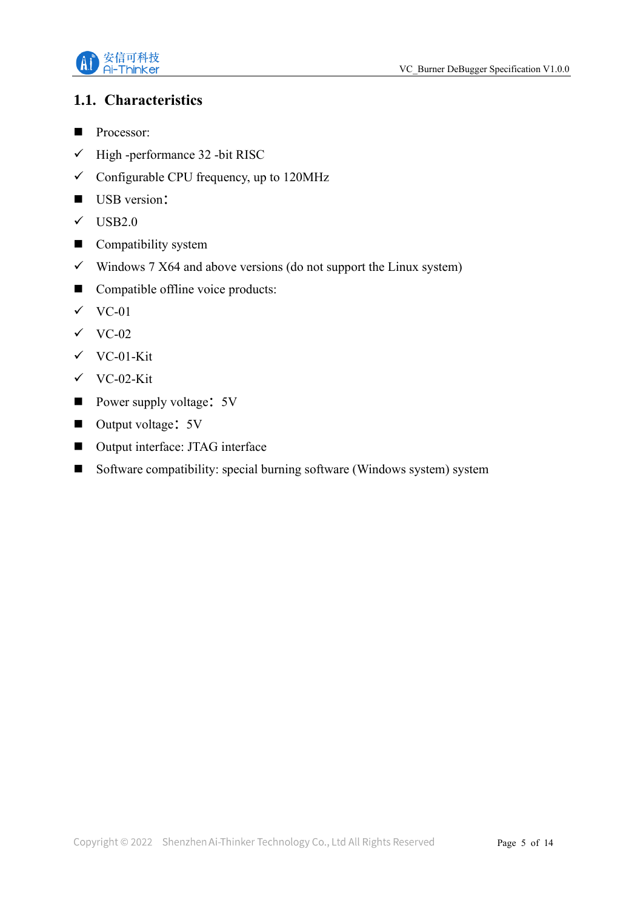## 1.1. Characteristics

- Processor:
  - ✓ High -performance 32 -bit RISC
  - ✓ Configurable CPU frequency, up to 120MHz
- USB version：
  - ✓ USB2.0
- Compatibility system
  - ✓ Windows 7 X64 and above versions (do not support the Linux system)
- Compatible offline voice products:
  - ✓ VC-01
  - ✓ VC-02
  - ✓ VC-01-Kit
  - ✓ VC-02-Kit
- Power supply voltage： 5V
- Output voltage： 5V
- Output interface: JTAG interface
- Software compatibility: special burning software (Windows system) system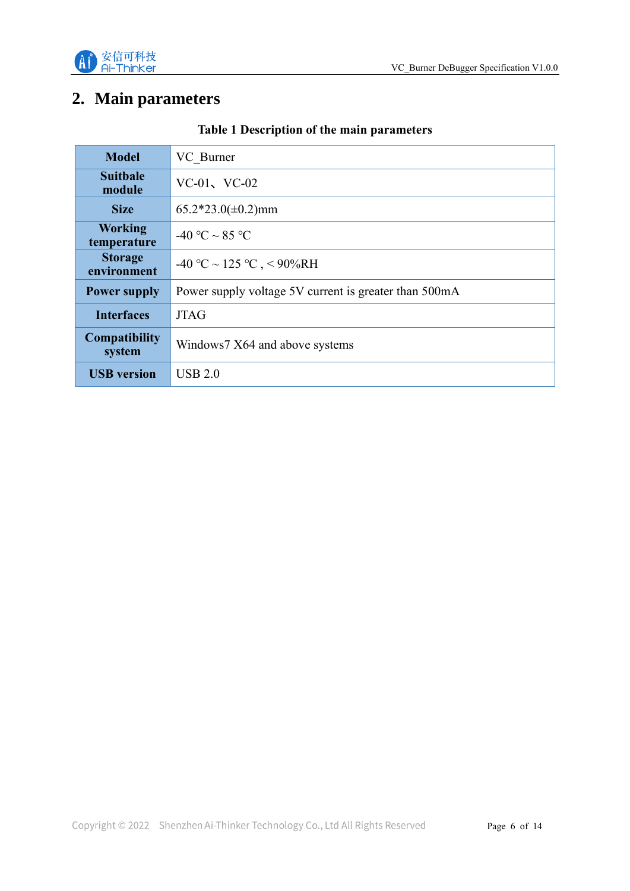## 2. Main parameters

**Table 1 Description of the main parameters**

| **Model** | VC_Burner |
|---|---|
| **Suitbale module** | VC-01、VC-02 |
| **Size** | 65.2*23.0(±0.2)mm |
| **Working temperature** | -40 ℃ ~ 85 ℃ |
| **Storage environment** | -40 ℃ ~ 125 ℃ , < 90%RH |
| **Power supply** | Power supply voltage 5V current is greater than 500mA |
| **Interfaces** | JTAG |
| **Compatibility system** | Windows7 X64 and above systems |
| **USB version** | USB 2.0 |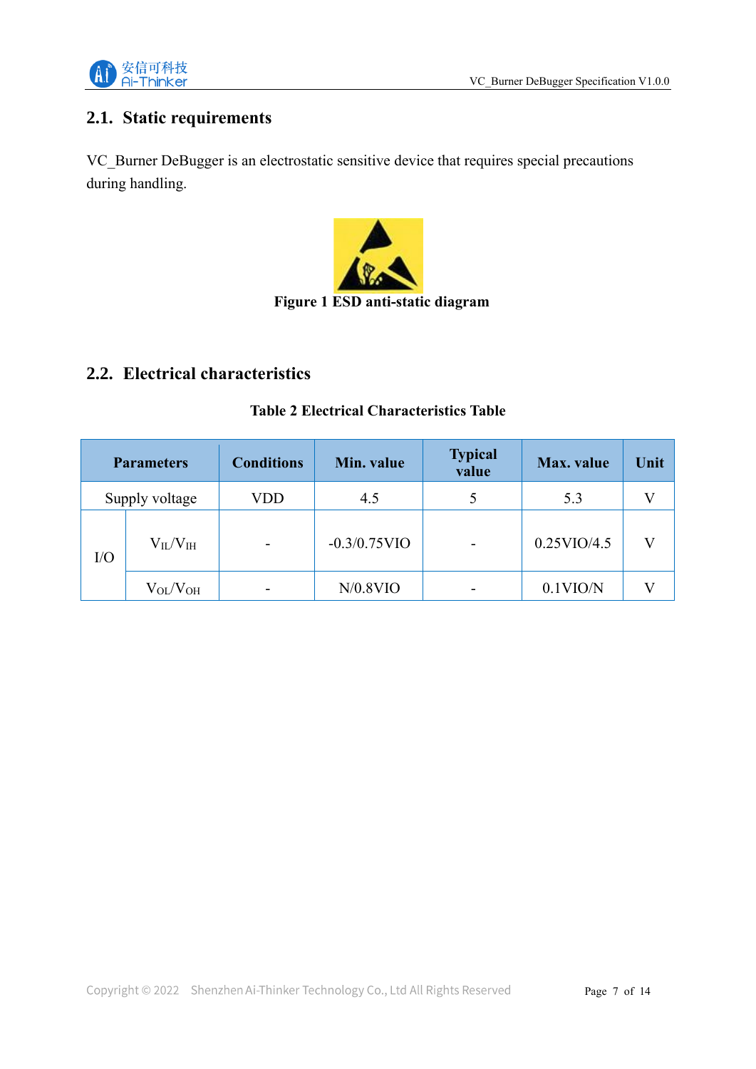## 2.1. Static requirements

VC_Burner DeBugger is an electrostatic sensitive device that requires special precautions during handling.

**Figure 1 ESD anti-static diagram**

## 2.2. Electrical characteristics

**Table 2 Electrical Characteristics Table**

| Parameters | | Conditions | Min. value | Typical value | Max. value | Unit |
|---|---|---|---|---|---|---|
| Supply voltage | | VDD | 4.5 | 5 | 5.3 | V |
| I/O | $V_{IL}/V_{IH}$ | - | -0.3/0.75VIO | - | 0.25VIO/4.5 | V |
| | $V_{OL}/V_{OH}$ | - | N/0.8VIO | - | 0.1VIO/N | V |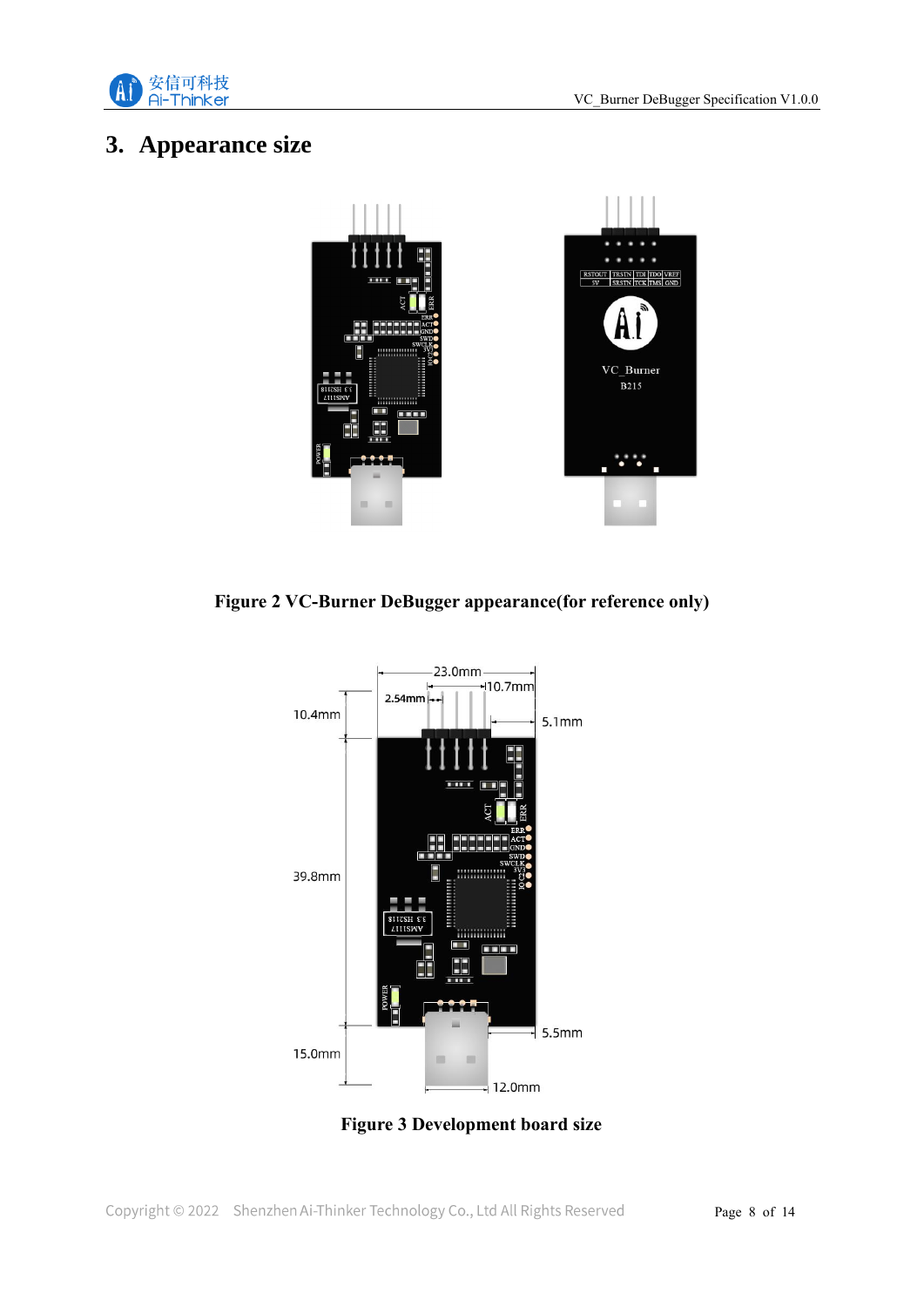# 3. Appearance size

Figure 2 VC-Burner DeBugger appearance(for reference only)

Figure 3 Development board size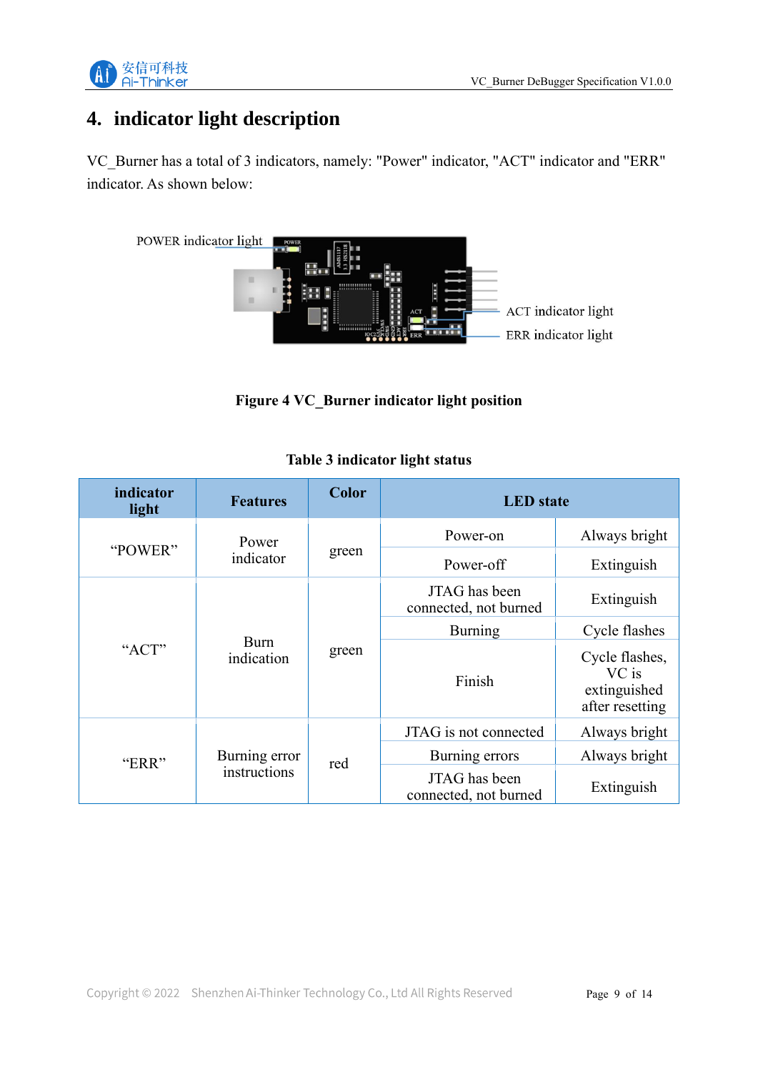## 4. indicator light description

VC_Burner has a total of 3 indicators, namely: "Power" indicator, "ACT" indicator and "ERR" indicator. As shown below:

**Figure 4 VC_Burner indicator light position**

**Table 3 indicator light status**

| indicator light | Features | Color | LED state | |
|---|---|---|---|---|
| "POWER" | Power indicator | green | Power-on | Always bright |
| | | | Power-off | Extinguish |
| "ACT" | Burn indication | green | JTAG has been connected, not burned | Extinguish |
| | | | Burning | Cycle flashes |
| | | | Finish | Cycle flashes, VC is extinguished after resetting |
| "ERR" | Burning error instructions | red | JTAG is not connected | Always bright |
| | | | Burning errors | Always bright |
| | | | JTAG has been connected, not burned | Extinguish |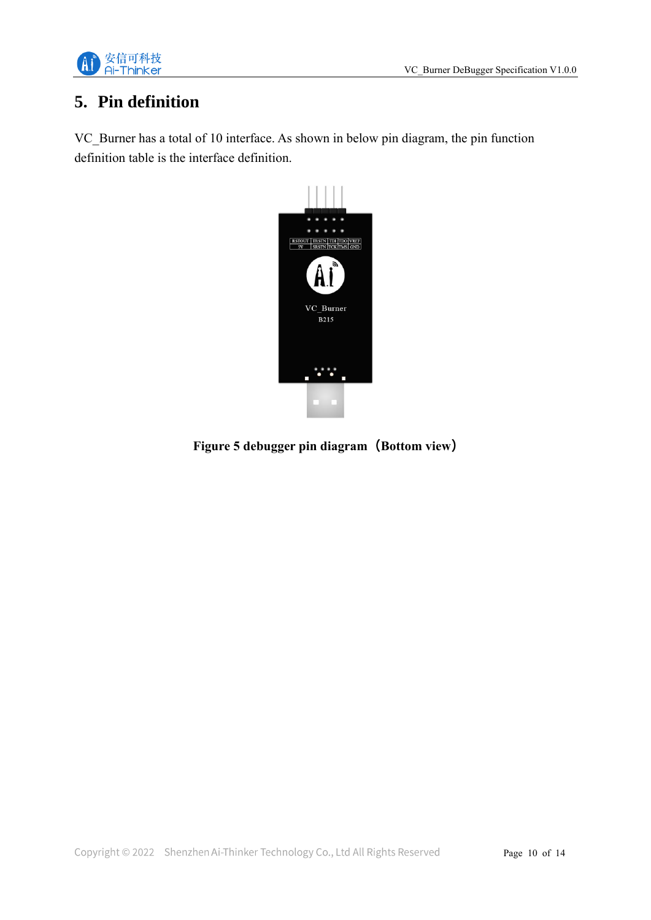# 5. Pin definition

VC_Burner has a total of 10 interface. As shown in below pin diagram, the pin function definition table is the interface definition.

**Figure 5 debugger pin diagram（Bottom view）**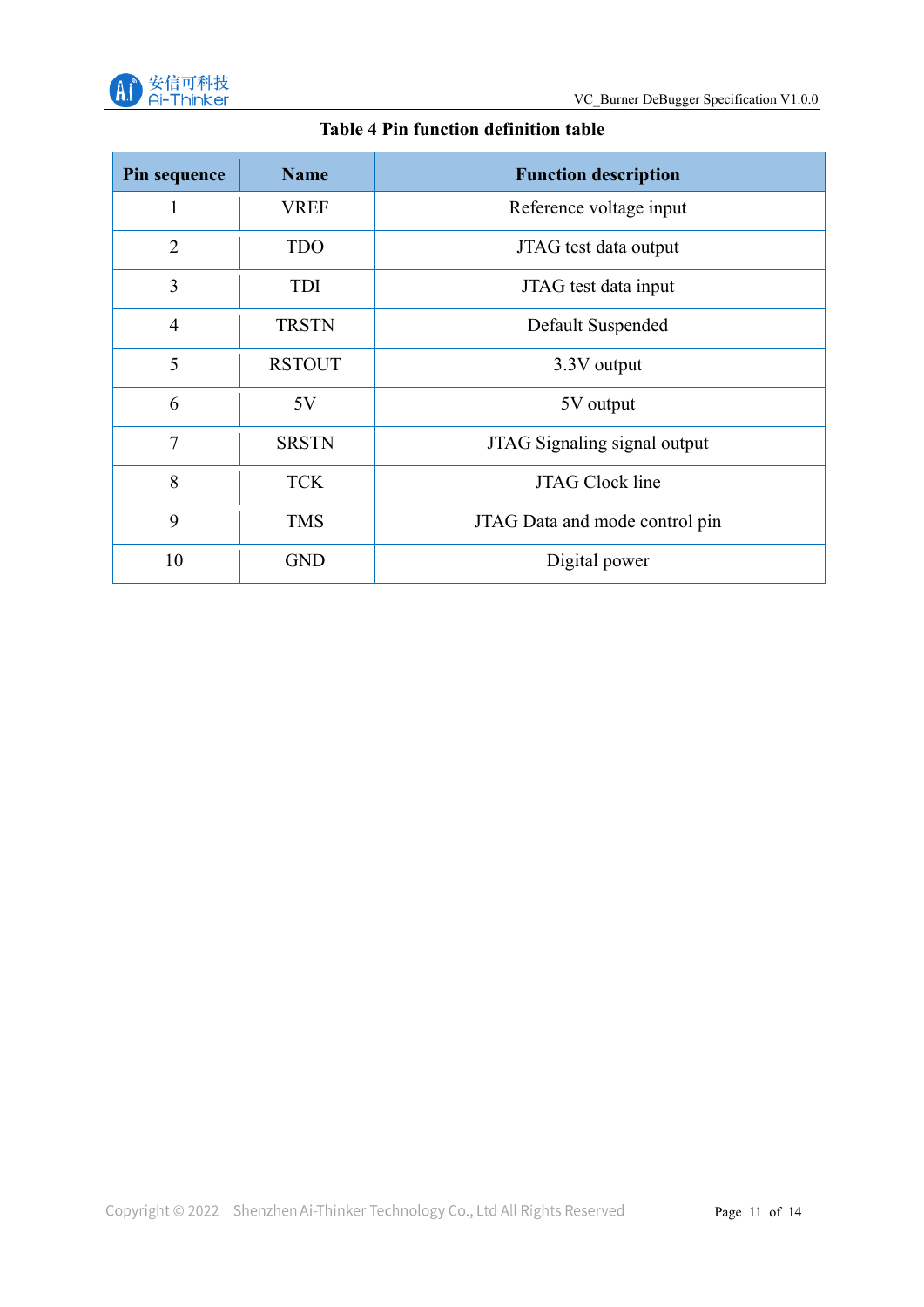**Table 4 Pin function definition table**

| Pin sequence | Name | Function description |
| --- | --- | --- |
| 1 | VREF | Reference voltage input |
| 2 | TDO | JTAG test data output |
| 3 | TDI | JTAG test data input |
| 4 | TRSTN | Default Suspended |
| 5 | RSTOUT | 3.3V output |
| 6 | 5V | 5V output |
| 7 | SRSTN | JTAG Signaling signal output |
| 8 | TCK | JTAG Clock line |
| 9 | TMS | JTAG Data and mode control pin |
| 10 | GND | Digital power |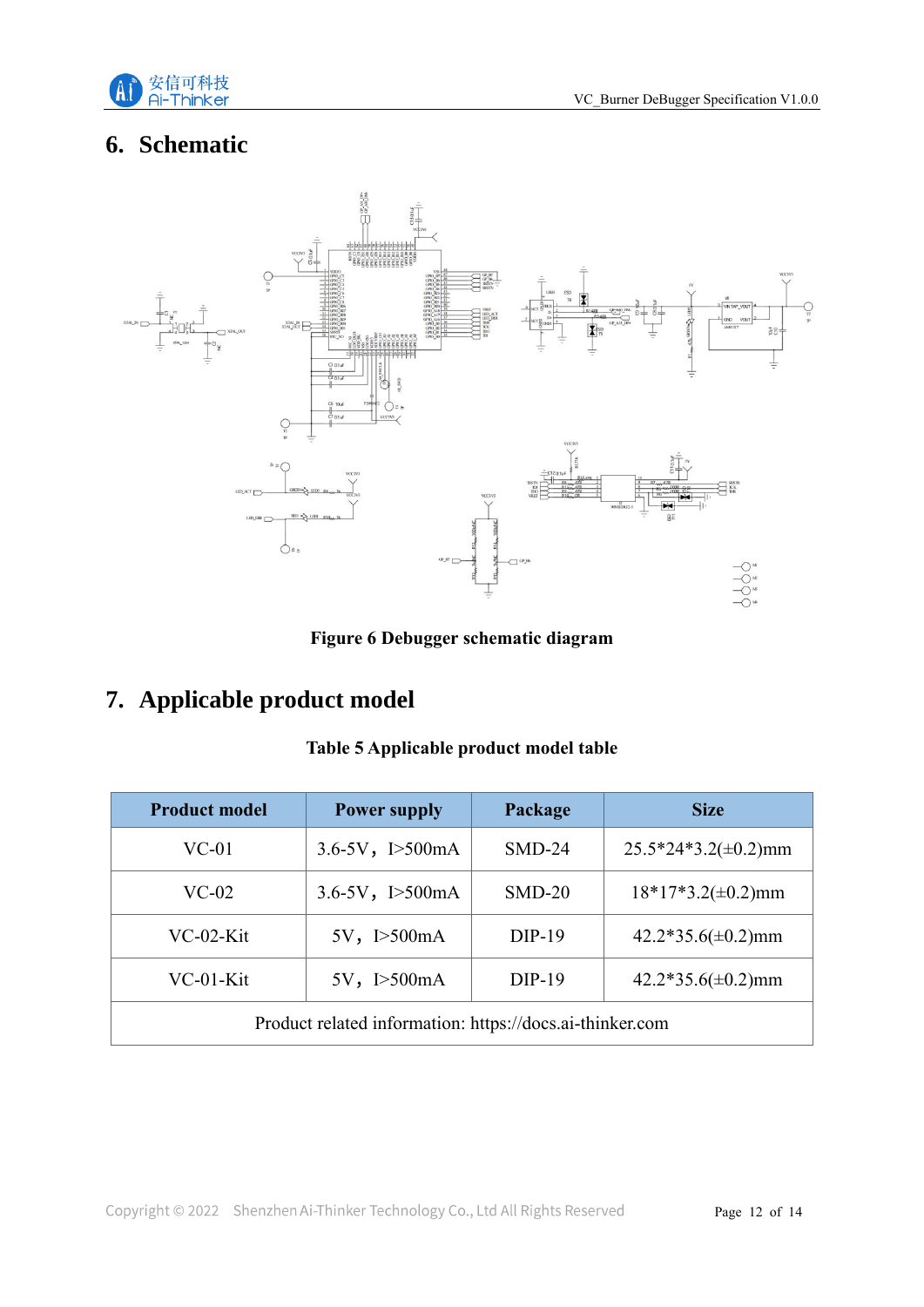## 6. Schematic

**Figure 6 Debugger schematic diagram**

## 7. Applicable product model

**Table 5 Applicable product model table**

| Product model | Power supply | Package | Size |
|---|---|---|---|
| VC-01 | 3.6-5V，I>500mA | SMD-24 | 25.5*24*3.2(±0.2)mm |
| VC-02 | 3.6-5V，I>500mA | SMD-20 | 18*17*3.2(±0.2)mm |
| VC-02-Kit | 5V，I>500mA | DIP-19 | 42.2*35.6(±0.2)mm |
| VC-01-Kit | 5V，I>500mA | DIP-19 | 42.2*35.6(±0.2)mm |
| Product related information: https://docs.ai-thinker.com | | | |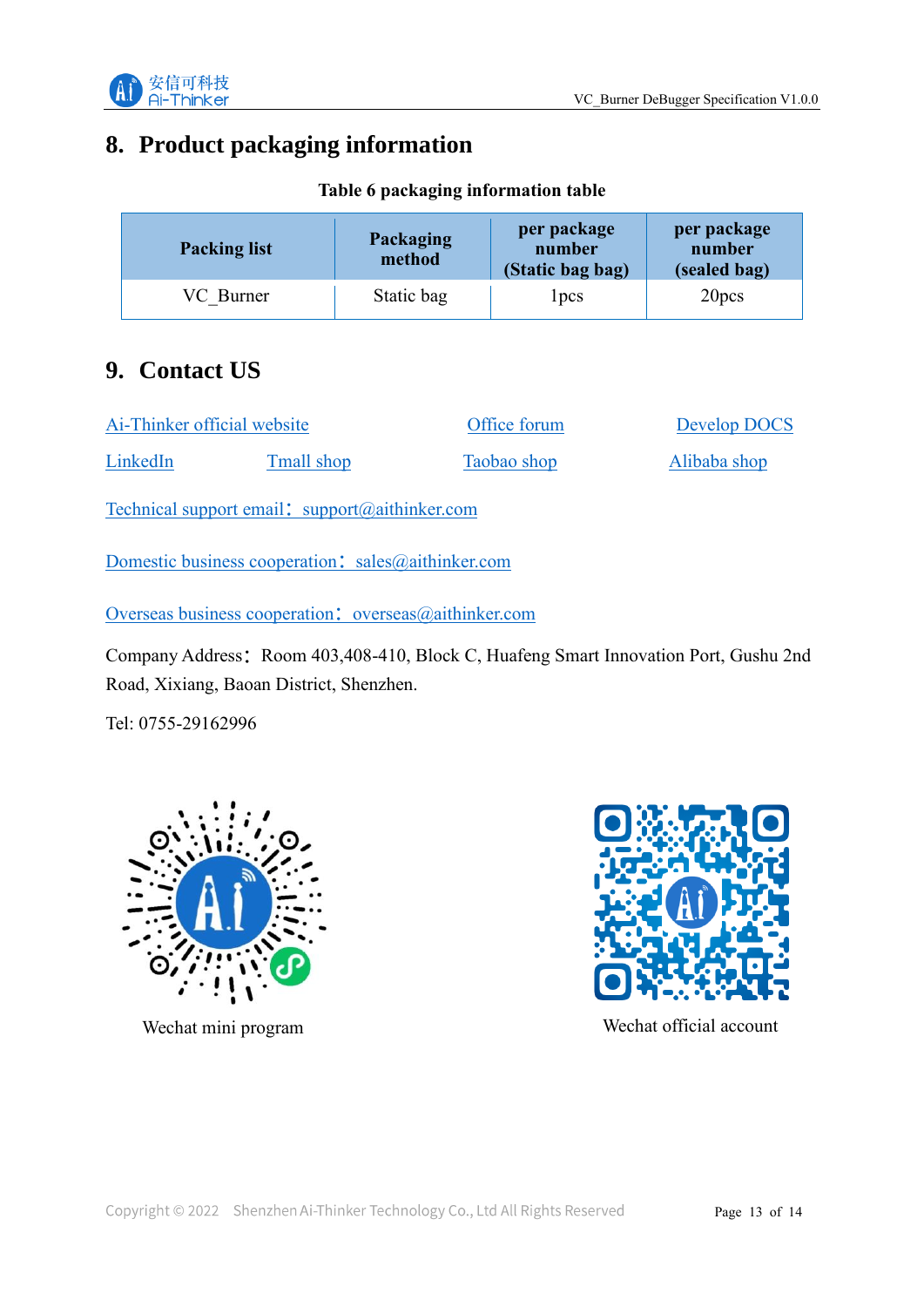# 8. Product packaging information

**Table 6 packaging information table**

| Packing list | Packaging method | per package number (Static bag bag) | per package number (sealed bag) |
|---|---|---|---|
| VC_Burner | Static bag | 1pcs | 20pcs |

# 9. Contact US

Ai-Thinker official website    Office forum    Develop DOCS

LinkedIn    Tmall shop    Taobao shop    Alibaba shop

Technical support email：support@aithinker.com

Domestic business cooperation：sales@aithinker.com

Overseas business cooperation：overseas@aithinker.com

Company Address：Room 403,408-410, Block C, Huafeng Smart Innovation Port, Gushu 2nd Road, Xixiang, Baoan District, Shenzhen.

Tel: 0755-29162996

Wechat mini program

Wechat official account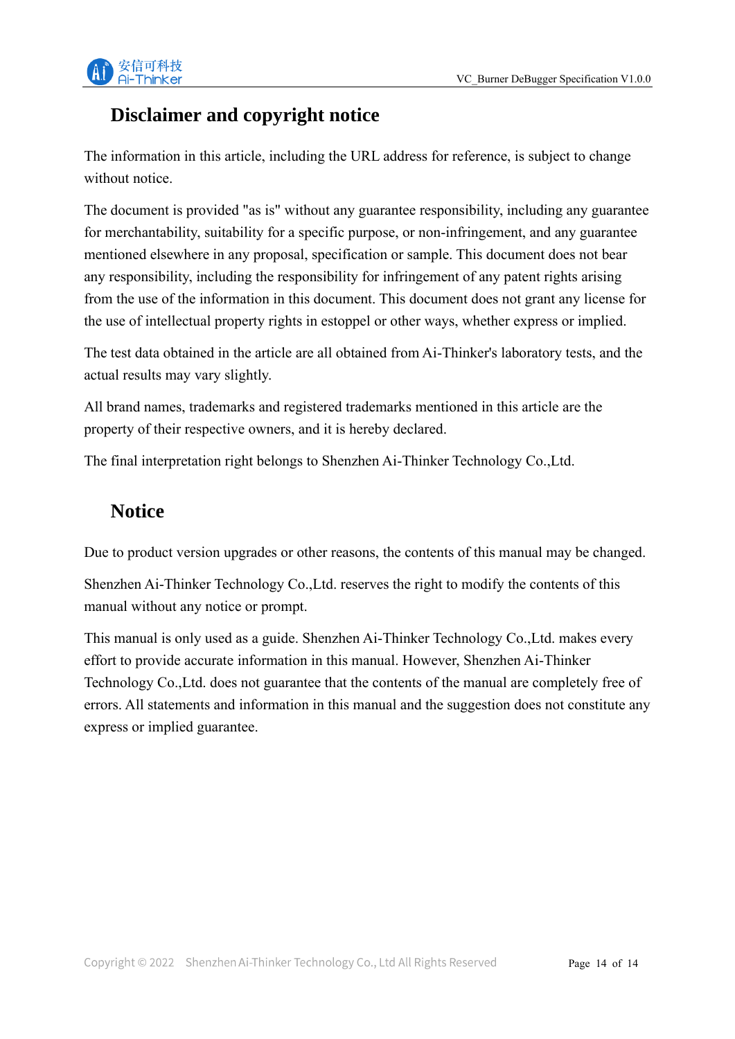## Disclaimer and copyright notice

The information in this article, including the URL address for reference, is subject to change without notice.

The document is provided "as is" without any guarantee responsibility, including any guarantee for merchantability, suitability for a specific purpose, or non-infringement, and any guarantee mentioned elsewhere in any proposal, specification or sample. This document does not bear any responsibility, including the responsibility for infringement of any patent rights arising from the use of the information in this document. This document does not grant any license for the use of intellectual property rights in estoppel or other ways, whether express or implied.

The test data obtained in the article are all obtained from Ai-Thinker's laboratory tests, and the actual results may vary slightly.

All brand names, trademarks and registered trademarks mentioned in this article are the property of their respective owners, and it is hereby declared.

The final interpretation right belongs to Shenzhen Ai-Thinker Technology Co.,Ltd.

## Notice

Due to product version upgrades or other reasons, the contents of this manual may be changed.

Shenzhen Ai-Thinker Technology Co.,Ltd. reserves the right to modify the contents of this manual without any notice or prompt.

This manual is only used as a guide. Shenzhen Ai-Thinker Technology Co.,Ltd. makes every effort to provide accurate information in this manual. However, Shenzhen Ai-Thinker Technology Co.,Ltd. does not guarantee that the contents of the manual are completely free of errors. All statements and information in this manual and the suggestion does not constitute any express or implied guarantee.